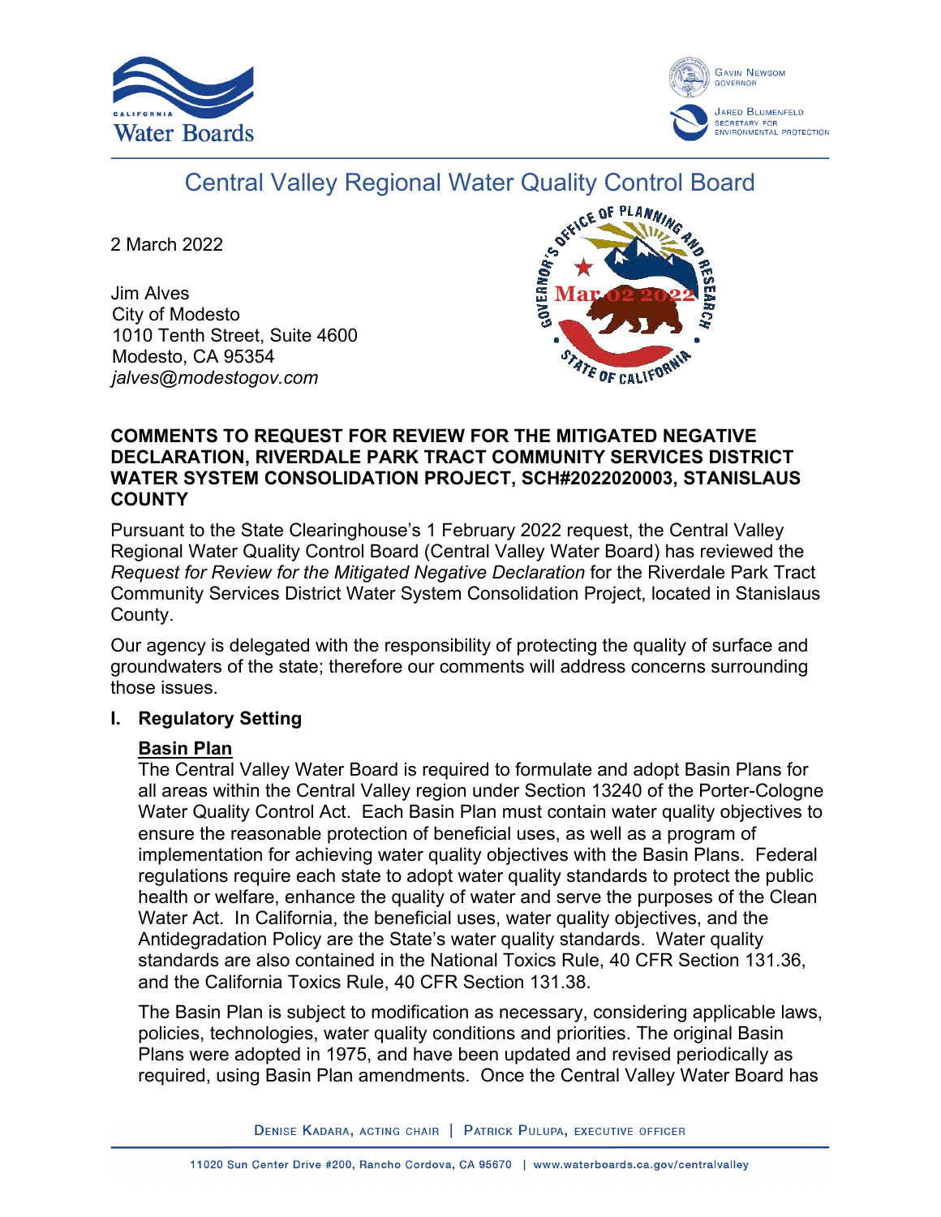Central Valley Regional Water Quality Control Board

2 March 2022

Jim Alves
City of Modesto
1010 Tenth Street, Suite 4600
Modesto, CA 95354
*jalves@modestogov.com*

**COMMENTS TO REQUEST FOR REVIEW FOR THE MITIGATED NEGATIVE DECLARATION, RIVERDALE PARK TRACT COMMUNITY SERVICES DISTRICT WATER SYSTEM CONSOLIDATION PROJECT, SCH#2022020003, STANISLAUS COUNTY**

Pursuant to the State Clearinghouse's 1 February 2022 request, the Central Valley Regional Water Quality Control Board (Central Valley Water Board) has reviewed the *Request for Review for the Mitigated Negative Declaration* for the Riverdale Park Tract Community Services District Water System Consolidation Project, located in Stanislaus County.

Our agency is delegated with the responsibility of protecting the quality of surface and groundwaters of the state; therefore our comments will address concerns surrounding those issues.

## I. Regulatory Setting

**Basin Plan**

The Central Valley Water Board is required to formulate and adopt Basin Plans for all areas within the Central Valley region under Section 13240 of the Porter-Cologne Water Quality Control Act. Each Basin Plan must contain water quality objectives to ensure the reasonable protection of beneficial uses, as well as a program of implementation for achieving water quality objectives with the Basin Plans. Federal regulations require each state to adopt water quality standards to protect the public health or welfare, enhance the quality of water and serve the purposes of the Clean Water Act. In California, the beneficial uses, water quality objectives, and the Antidegradation Policy are the State's water quality standards. Water quality standards are also contained in the National Toxics Rule, 40 CFR Section 131.36, and the California Toxics Rule, 40 CFR Section 131.38.

The Basin Plan is subject to modification as necessary, considering applicable laws, policies, technologies, water quality conditions and priorities. The original Basin Plans were adopted in 1975, and have been updated and revised periodically as required, using Basin Plan amendments. Once the Central Valley Water Board has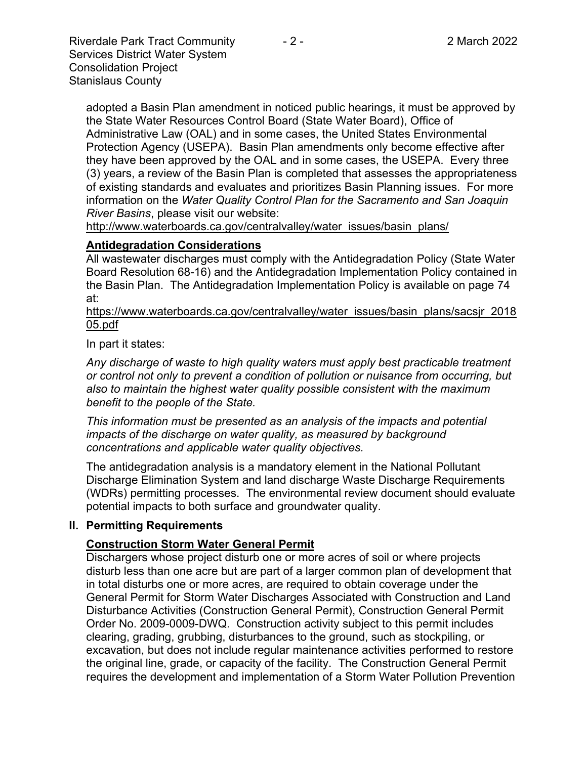adopted a Basin Plan amendment in noticed public hearings, it must be approved by the State Water Resources Control Board (State Water Board), Office of Administrative Law (OAL) and in some cases, the United States Environmental Protection Agency (USEPA). Basin Plan amendments only become effective after they have been approved by the OAL and in some cases, the USEPA. Every three (3) years, a review of the Basin Plan is completed that assesses the appropriateness of existing standards and evaluates and prioritizes Basin Planning issues. For more information on the *Water Quality Control Plan for the Sacramento and San Joaquin River Basins*, please visit our website:
http://www.waterboards.ca.gov/centralvalley/water_issues/basin_plans/

**Antidegradation Considerations**

All wastewater discharges must comply with the Antidegradation Policy (State Water Board Resolution 68-16) and the Antidegradation Implementation Policy contained in the Basin Plan. The Antidegradation Implementation Policy is available on page 74 at:
https://www.waterboards.ca.gov/centralvalley/water_issues/basin_plans/sacsjr_201805.pdf

In part it states:

*Any discharge of waste to high quality waters must apply best practicable treatment or control not only to prevent a condition of pollution or nuisance from occurring, but also to maintain the highest water quality possible consistent with the maximum benefit to the people of the State.*

*This information must be presented as an analysis of the impacts and potential impacts of the discharge on water quality, as measured by background concentrations and applicable water quality objectives.*

The antidegradation analysis is a mandatory element in the National Pollutant Discharge Elimination System and land discharge Waste Discharge Requirements (WDRs) permitting processes. The environmental review document should evaluate potential impacts to both surface and groundwater quality.

## II. Permitting Requirements

**Construction Storm Water General Permit**

Dischargers whose project disturb one or more acres of soil or where projects disturb less than one acre but are part of a larger common plan of development that in total disturbs one or more acres, are required to obtain coverage under the General Permit for Storm Water Discharges Associated with Construction and Land Disturbance Activities (Construction General Permit), Construction General Permit Order No. 2009-0009-DWQ. Construction activity subject to this permit includes clearing, grading, grubbing, disturbances to the ground, such as stockpiling, or excavation, but does not include regular maintenance activities performed to restore the original line, grade, or capacity of the facility. The Construction General Permit requires the development and implementation of a Storm Water Pollution Prevention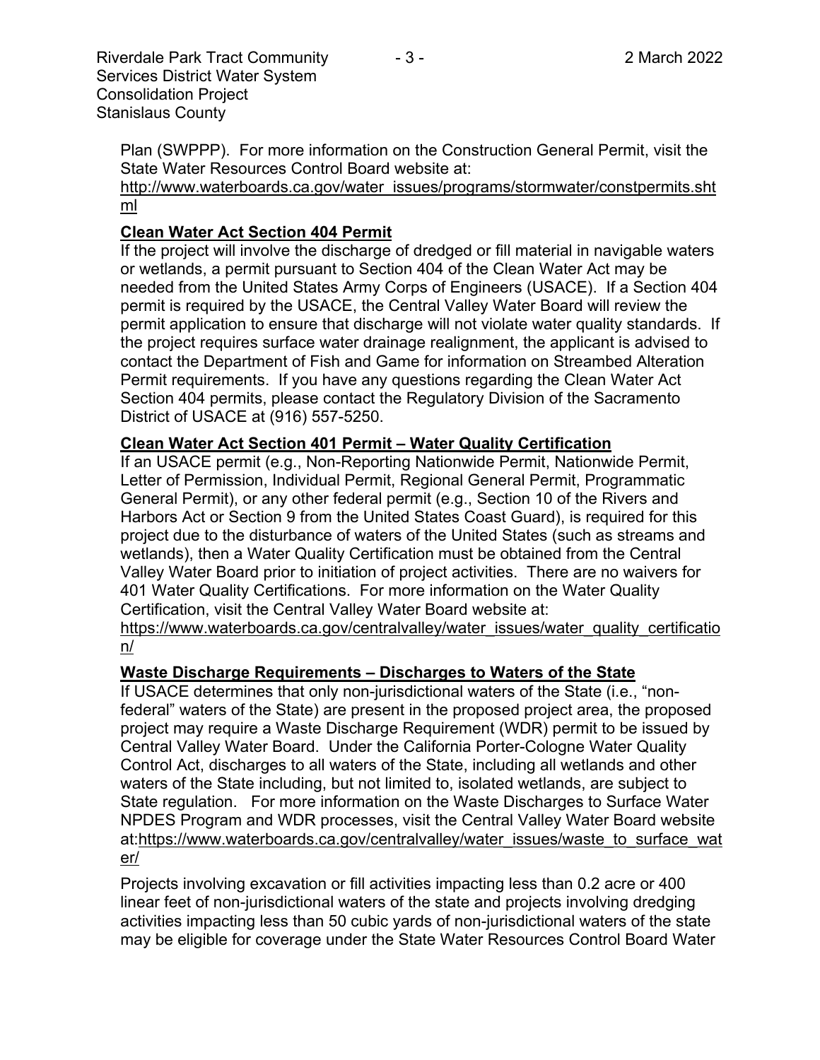Plan (SWPPP). For more information on the Construction General Permit, visit the State Water Resources Control Board website at:
http://www.waterboards.ca.gov/water_issues/programs/stormwater/constpermits.shtml

**Clean Water Act Section 404 Permit**

If the project will involve the discharge of dredged or fill material in navigable waters or wetlands, a permit pursuant to Section 404 of the Clean Water Act may be needed from the United States Army Corps of Engineers (USACE). If a Section 404 permit is required by the USACE, the Central Valley Water Board will review the permit application to ensure that discharge will not violate water quality standards. If the project requires surface water drainage realignment, the applicant is advised to contact the Department of Fish and Game for information on Streambed Alteration Permit requirements. If you have any questions regarding the Clean Water Act Section 404 permits, please contact the Regulatory Division of the Sacramento District of USACE at (916) 557-5250.

**Clean Water Act Section 401 Permit – Water Quality Certification**

If an USACE permit (e.g., Non-Reporting Nationwide Permit, Nationwide Permit, Letter of Permission, Individual Permit, Regional General Permit, Programmatic General Permit), or any other federal permit (e.g., Section 10 of the Rivers and Harbors Act or Section 9 from the United States Coast Guard), is required for this project due to the disturbance of waters of the United States (such as streams and wetlands), then a Water Quality Certification must be obtained from the Central Valley Water Board prior to initiation of project activities. There are no waivers for 401 Water Quality Certifications. For more information on the Water Quality Certification, visit the Central Valley Water Board website at:
https://www.waterboards.ca.gov/centralvalley/water_issues/water_quality_certification/

**Waste Discharge Requirements – Discharges to Waters of the State**

If USACE determines that only non-jurisdictional waters of the State (i.e., "non-federal" waters of the State) are present in the proposed project area, the proposed project may require a Waste Discharge Requirement (WDR) permit to be issued by Central Valley Water Board. Under the California Porter-Cologne Water Quality Control Act, discharges to all waters of the State, including all wetlands and other waters of the State including, but not limited to, isolated wetlands, are subject to State regulation. For more information on the Waste Discharges to Surface Water NPDES Program and WDR processes, visit the Central Valley Water Board website at:https://www.waterboards.ca.gov/centralvalley/water_issues/waste_to_surface_water/

Projects involving excavation or fill activities impacting less than 0.2 acre or 400 linear feet of non-jurisdictional waters of the state and projects involving dredging activities impacting less than 50 cubic yards of non-jurisdictional waters of the state may be eligible for coverage under the State Water Resources Control Board Water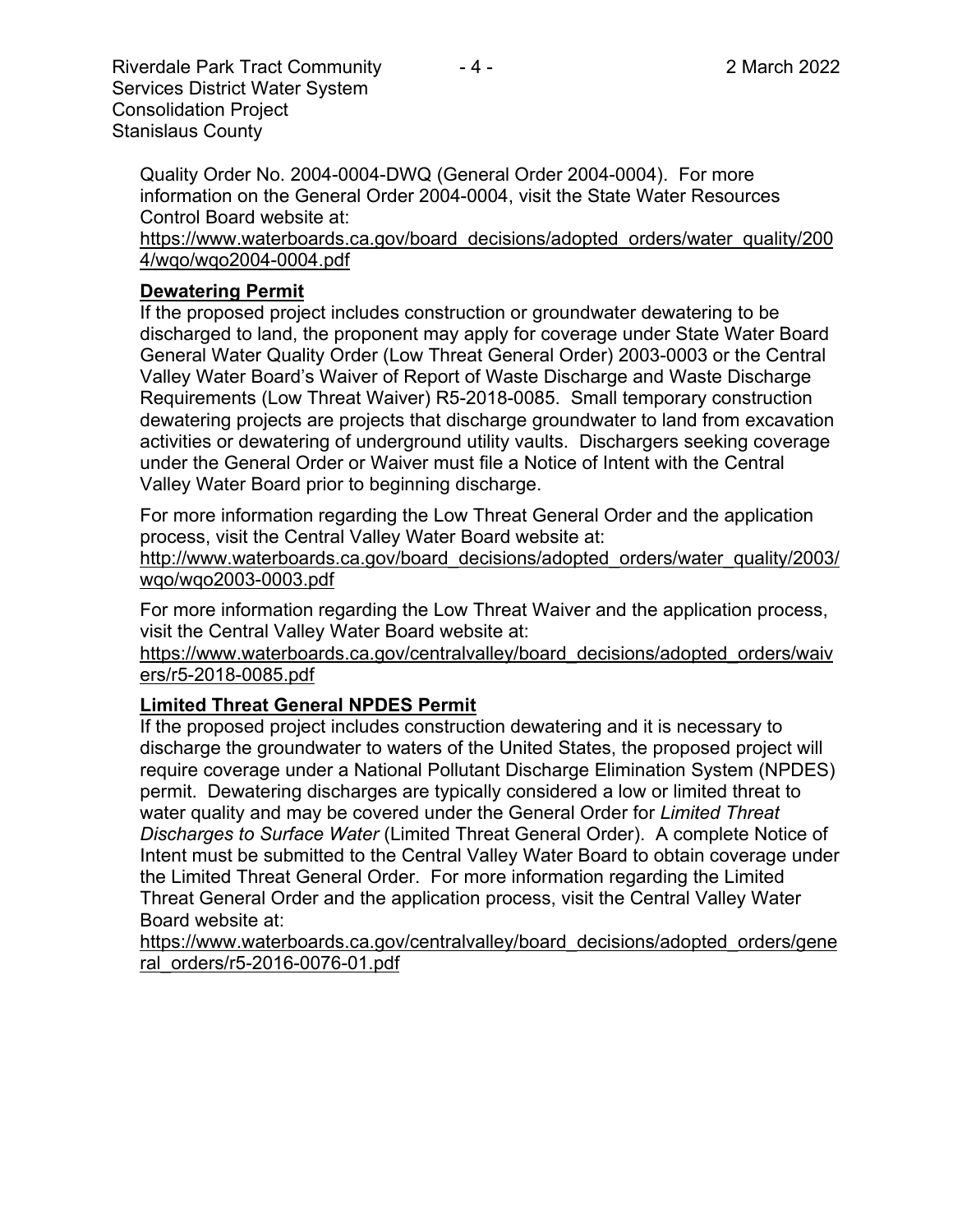Quality Order No. 2004-0004-DWQ (General Order 2004-0004). For more information on the General Order 2004-0004, visit the State Water Resources Control Board website at:
https://www.waterboards.ca.gov/board_decisions/adopted_orders/water_quality/2004/wqo/wqo2004-0004.pdf

**Dewatering Permit**

If the proposed project includes construction or groundwater dewatering to be discharged to land, the proponent may apply for coverage under State Water Board General Water Quality Order (Low Threat General Order) 2003-0003 or the Central Valley Water Board's Waiver of Report of Waste Discharge and Waste Discharge Requirements (Low Threat Waiver) R5-2018-0085. Small temporary construction dewatering projects are projects that discharge groundwater to land from excavation activities or dewatering of underground utility vaults. Dischargers seeking coverage under the General Order or Waiver must file a Notice of Intent with the Central Valley Water Board prior to beginning discharge.

For more information regarding the Low Threat General Order and the application process, visit the Central Valley Water Board website at:
http://www.waterboards.ca.gov/board_decisions/adopted_orders/water_quality/2003/wqo/wqo2003-0003.pdf

For more information regarding the Low Threat Waiver and the application process, visit the Central Valley Water Board website at:
https://www.waterboards.ca.gov/centralvalley/board_decisions/adopted_orders/waivers/r5-2018-0085.pdf

**Limited Threat General NPDES Permit**

If the proposed project includes construction dewatering and it is necessary to discharge the groundwater to waters of the United States, the proposed project will require coverage under a National Pollutant Discharge Elimination System (NPDES) permit. Dewatering discharges are typically considered a low or limited threat to water quality and may be covered under the General Order for *Limited Threat Discharges to Surface Water* (Limited Threat General Order). A complete Notice of Intent must be submitted to the Central Valley Water Board to obtain coverage under the Limited Threat General Order. For more information regarding the Limited Threat General Order and the application process, visit the Central Valley Water Board website at:
https://www.waterboards.ca.gov/centralvalley/board_decisions/adopted_orders/general_orders/r5-2016-0076-01.pdf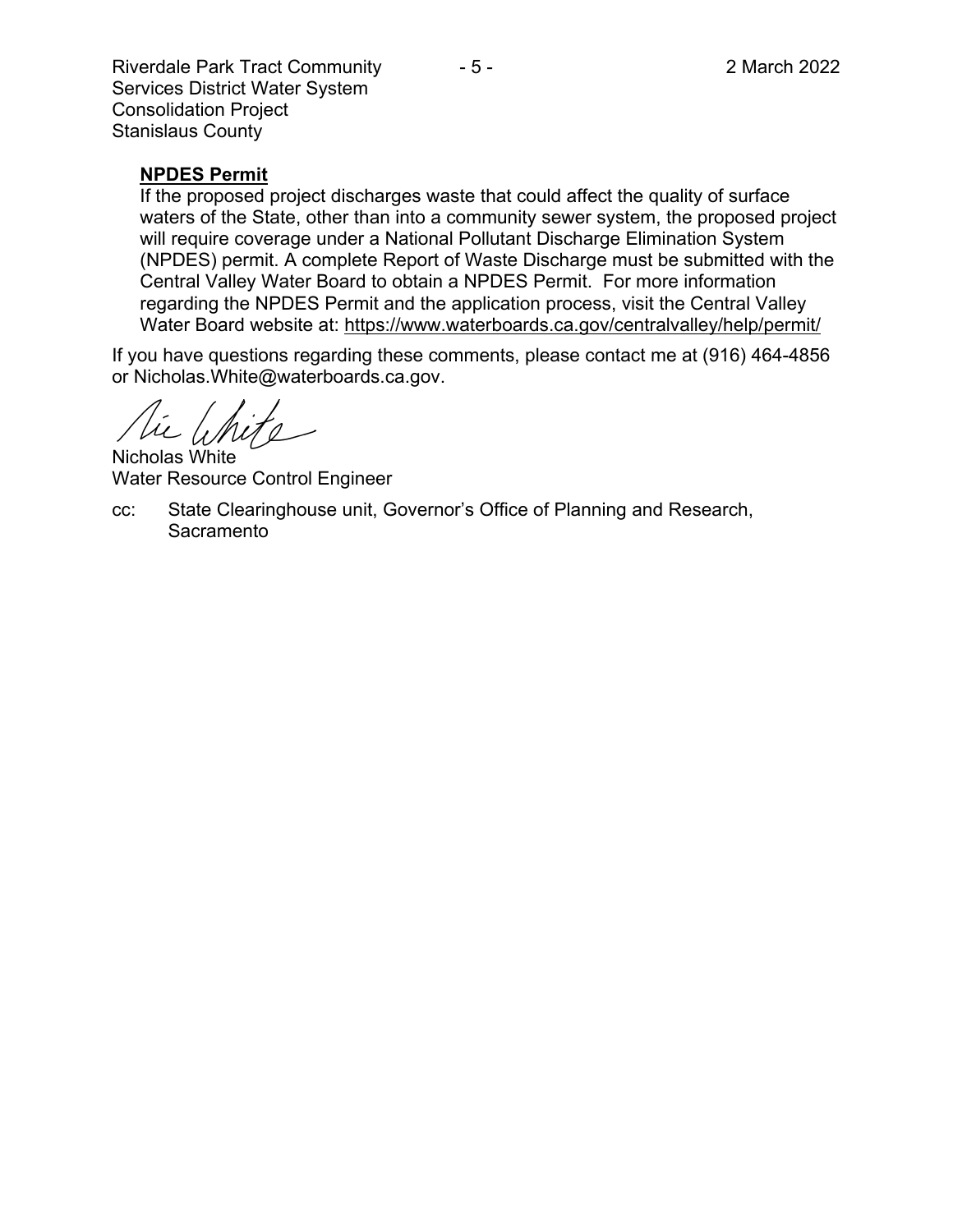**NPDES Permit**

If the proposed project discharges waste that could affect the quality of surface waters of the State, other than into a community sewer system, the proposed project will require coverage under a National Pollutant Discharge Elimination System (NPDES) permit. A complete Report of Waste Discharge must be submitted with the Central Valley Water Board to obtain a NPDES Permit. For more information regarding the NPDES Permit and the application process, visit the Central Valley Water Board website at: https://www.waterboards.ca.gov/centralvalley/help/permit/

If you have questions regarding these comments, please contact me at (916) 464-4856 or Nicholas.White@waterboards.ca.gov.

Nicholas White
Water Resource Control Engineer

cc: State Clearinghouse unit, Governor's Office of Planning and Research, Sacramento